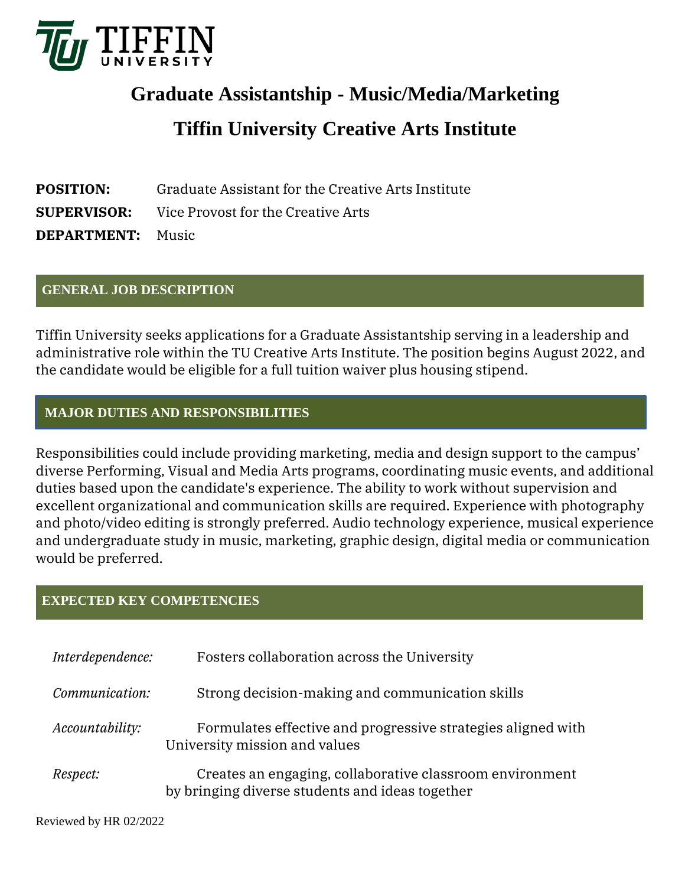# Graduate Assistantship - Music/Media/Marketing

# Tiffin University Creative Arts Institute

**POSITION:** Graduate Assistant for the Creative Arts Institute
**SUPERVISOR:** Vice Provost for the Creative Arts
**DEPARTMENT:** Music

## GENERAL JOB DESCRIPTION

Tiffin University seeks applications for a Graduate Assistantship serving in a leadership and administrative role within the TU Creative Arts Institute. The position begins August 2022, and the candidate would be eligible for a full tuition waiver plus housing stipend.

## MAJOR DUTIES AND RESPONSIBILITIES

Responsibilities could include providing marketing, media and design support to the campus' diverse Performing, Visual and Media Arts programs, coordinating music events, and additional duties based upon the candidate's experience. The ability to work without supervision and excellent organizational and communication skills are required. Experience with photography and photo/video editing is strongly preferred. Audio technology experience, musical experience and undergraduate study in music, marketing, graphic design, digital media or communication would be preferred.

## EXPECTED KEY COMPETENCIES

*Interdependence:* Fosters collaboration across the University

*Communication:* Strong decision-making and communication skills

*Accountability:* Formulates effective and progressive strategies aligned with University mission and values

*Respect:* Creates an engaging, collaborative classroom environment by bringing diverse students and ideas together

Reviewed by HR 02/2022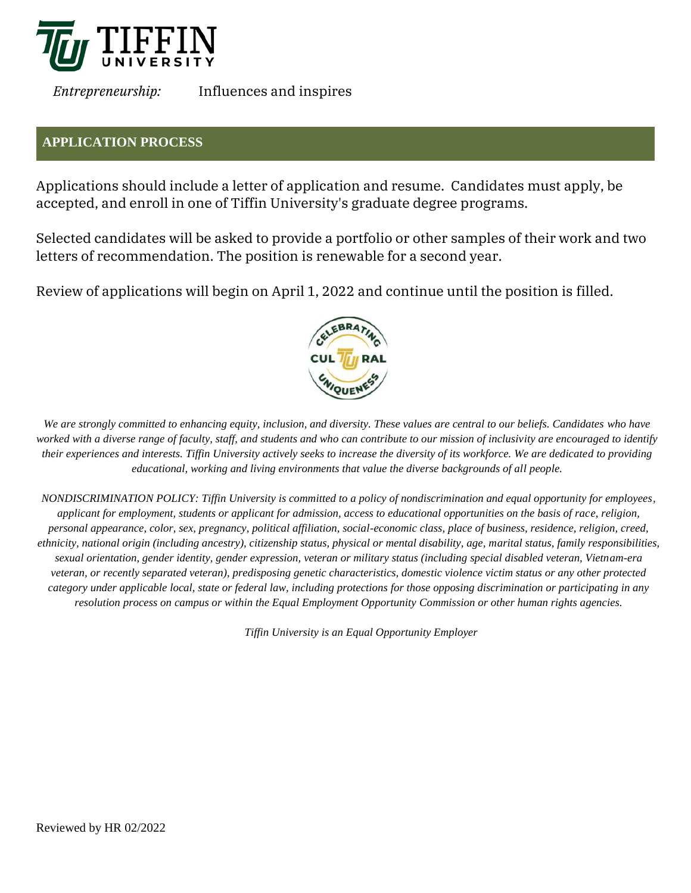*Entrepreneurship:* Influences and inspires

## APPLICATION PROCESS

Applications should include a letter of application and resume. Candidates must apply, be accepted, and enroll in one of Tiffin University's graduate degree programs.

Selected candidates will be asked to provide a portfolio or other samples of their work and two letters of recommendation. The position is renewable for a second year.

Review of applications will begin on April 1, 2022 and continue until the position is filled.

*We are strongly committed to enhancing equity, inclusion, and diversity. These values are central to our beliefs. Candidates who have worked with a diverse range of faculty, staff, and students and who can contribute to our mission of inclusivity are encouraged to identify their experiences and interests. Tiffin University actively seeks to increase the diversity of its workforce. We are dedicated to providing educational, working and living environments that value the diverse backgrounds of all people.*

*NONDISCRIMINATION POLICY: Tiffin University is committed to a policy of nondiscrimination and equal opportunity for employees, applicant for employment, students or applicant for admission, access to educational opportunities on the basis of race, religion, personal appearance, color, sex, pregnancy, political affiliation, social-economic class, place of business, residence, religion, creed, ethnicity, national origin (including ancestry), citizenship status, physical or mental disability, age, marital status, family responsibilities, sexual orientation, gender identity, gender expression, veteran or military status (including special disabled veteran, Vietnam-era veteran, or recently separated veteran), predisposing genetic characteristics, domestic violence victim status or any other protected category under applicable local, state or federal law, including protections for those opposing discrimination or participating in any resolution process on campus or within the Equal Employment Opportunity Commission or other human rights agencies.*

*Tiffin University is an Equal Opportunity Employer*

Reviewed by HR 02/2022